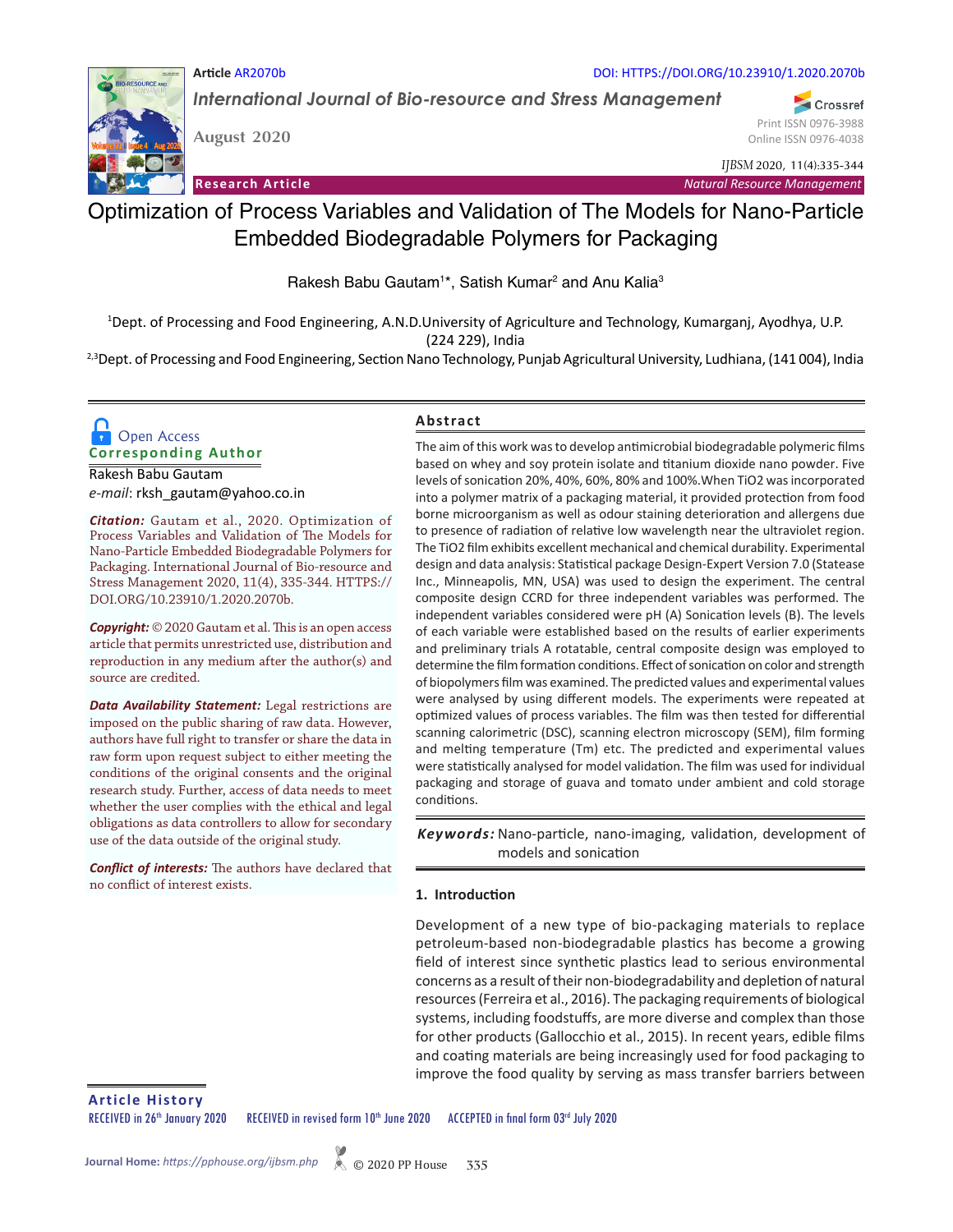Article AR2070b

DOI: HTTPS://DOI.ORG/10.23910/1.2020.2070b

*International Journal of Bio-resource and Stress Management*

August 2020

Print ISSN 0976-3988
Online ISSN 0976-4038

*IJBSM* 2020, 11(4):335-344

**Research Article** *Natural Resource Management*

# Optimization of Process Variables and Validation of The Models for Nano-Particle Embedded Biodegradable Polymers for Packaging

Rakesh Babu Gautam[1]*, Satish Kumar[2] and Anu Kalia[3]

[1]Dept. of Processing and Food Engineering, A.N.D.University of Agriculture and Technology, Kumarganj, Ayodhya, U.P. (224 229), India

[2,3]Dept. of Processing and Food Engineering, Section Nano Technology, Punjab Agricultural University, Ludhiana, (141 004), India

Open Access

**Corresponding Author**

Rakesh Babu Gautam
*e-mail*: rksh_gautam@yahoo.co.in

***Citation:*** Gautam et al., 2020. Optimization of Process Variables and Validation of The Models for Nano-Particle Embedded Biodegradable Polymers for Packaging. International Journal of Bio-resource and Stress Management 2020, 11(4), 335-344. HTTPS://DOI.ORG/10.23910/1.2020.2070b.

***Copyright:*** © 2020 Gautam et al. This is an open access article that permits unrestricted use, distribution and reproduction in any medium after the author(s) and source are credited.

***Data Availability Statement:*** Legal restrictions are imposed on the public sharing of raw data. However, authors have full right to transfer or share the data in raw form upon request subject to either meeting the conditions of the original consents and the original research study. Further, access of data needs to meet whether the user complies with the ethical and legal obligations as data controllers to allow for secondary use of the data outside of the original study.

***Conflict of interests:*** The authors have declared that no conflict of interest exists.

## Abstract

The aim of this work was to develop antimicrobial biodegradable polymeric films based on whey and soy protein isolate and titanium dioxide nano powder. Five levels of sonication 20%, 40%, 60%, 80% and 100%.When TiO2 was incorporated into a polymer matrix of a packaging material, it provided protection from food borne microorganism as well as odour staining deterioration and allergens due to presence of radiation of relative low wavelength near the ultraviolet region. The TiO2 film exhibits excellent mechanical and chemical durability. Experimental design and data analysis: Statistical package Design-Expert Version 7.0 (Statease Inc., Minneapolis, MN, USA) was used to design the experiment. The central composite design CCRD for three independent variables was performed. The independent variables considered were pH (A) Sonication levels (B). The levels of each variable were established based on the results of earlier experiments and preliminary trials A rotatable, central composite design was employed to determine the film formation conditions. Effect of sonication on color and strength of biopolymers film was examined. The predicted values and experimental values were analysed by using different models. The experiments were repeated at optimized values of process variables. The film was then tested for differential scanning calorimetric (DSC), scanning electron microscopy (SEM), film forming and melting temperature (Tm) etc. The predicted and experimental values were statistically analysed for model validation. The film was used for individual packaging and storage of guava and tomato under ambient and cold storage conditions.

***Keywords:*** Nano-particle, nano-imaging, validation, development of models and sonication

## 1. Introduction

Development of a new type of bio-packaging materials to replace petroleum-based non-biodegradable plastics has become a growing field of interest since synthetic plastics lead to serious environmental concerns as a result of their non-biodegradability and depletion of natural resources (Ferreira et al., 2016). The packaging requirements of biological systems, including foodstuffs, are more diverse and complex than those for other products (Gallocchio et al., 2015). In recent years, edible films and coating materials are being increasingly used for food packaging to improve the food quality by serving as mass transfer barriers between

**Article History**

RECEIVED in 26th January 2020 RECEIVED in revised form 10th June 2020 ACCEPTED in final form 03rd July 2020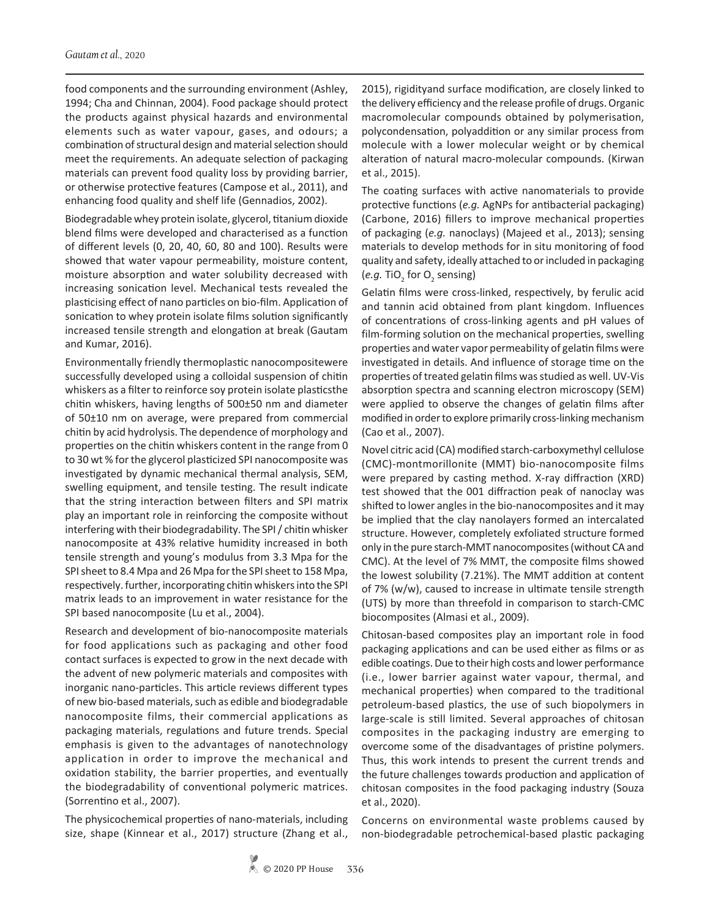food components and the surrounding environment (Ashley, 1994; Cha and Chinnan, 2004). Food package should protect the products against physical hazards and environmental elements such as water vapour, gases, and odours; a combination of structural design and material selection should meet the requirements. An adequate selection of packaging materials can prevent food quality loss by providing barrier, or otherwise protective features (Campose et al., 2011), and enhancing food quality and shelf life (Gennadios, 2002).

Biodegradable whey protein isolate, glycerol, titanium dioxide blend films were developed and characterised as a function of different levels (0, 20, 40, 60, 80 and 100). Results were showed that water vapour permeability, moisture content, moisture absorption and water solubility decreased with increasing sonication level. Mechanical tests revealed the plasticising effect of nano particles on bio-film. Application of sonication to whey protein isolate films solution significantly increased tensile strength and elongation at break (Gautam and Kumar, 2016).

Environmentally friendly thermoplastic nanocompositewere successfully developed using a colloidal suspension of chitin whiskers as a filter to reinforce soy protein isolate plasticsthe chitin whiskers, having lengths of 500±50 nm and diameter of 50±10 nm on average, were prepared from commercial chitin by acid hydrolysis. The dependence of morphology and properties on the chitin whiskers content in the range from 0 to 30 wt % for the glycerol plasticized SPI nanocomposite was investigated by dynamic mechanical thermal analysis, SEM, swelling equipment, and tensile testing. The result indicate that the string interaction between filters and SPI matrix play an important role in reinforcing the composite without interfering with their biodegradability. The SPI / chitin whisker nanocomposite at 43% relative humidity increased in both tensile strength and young's modulus from 3.3 Mpa for the SPI sheet to 8.4 Mpa and 26 Mpa for the SPI sheet to 158 Mpa, respectively. further, incorporating chitin whiskers into the SPI matrix leads to an improvement in water resistance for the SPI based nanocomposite (Lu et al., 2004).

Research and development of bio-nanocomposite materials for food applications such as packaging and other food contact surfaces is expected to grow in the next decade with the advent of new polymeric materials and composites with inorganic nano-particles. This article reviews different types of new bio-based materials, such as edible and biodegradable nanocomposite films, their commercial applications as packaging materials, regulations and future trends. Special emphasis is given to the advantages of nanotechnology application in order to improve the mechanical and oxidation stability, the barrier properties, and eventually the biodegradability of conventional polymeric matrices. (Sorrentino et al., 2007).

The physicochemical properties of nano-materials, including size, shape (Kinnear et al., 2017) structure (Zhang et al., 2015), rigidityand surface modification, are closely linked to the delivery efficiency and the release profile of drugs. Organic macromolecular compounds obtained by polymerisation, polycondensation, polyaddition or any similar process from molecule with a lower molecular weight or by chemical alteration of natural macro-molecular compounds. (Kirwan et al., 2015).

The coating surfaces with active nanomaterials to provide protective functions (*e.g.* AgNPs for antibacterial packaging) (Carbone, 2016) fillers to improve mechanical properties of packaging (*e.g.* nanoclays) (Majeed et al., 2013); sensing materials to develop methods for in situ monitoring of food quality and safety, ideally attached to or included in packaging (*e.g.* $TiO_2$ for $O_2$ sensing)

Gelatin films were cross-linked, respectively, by ferulic acid and tannin acid obtained from plant kingdom. Influences of concentrations of cross-linking agents and pH values of film-forming solution on the mechanical properties, swelling properties and water vapor permeability of gelatin films were investigated in details. And influence of storage time on the properties of treated gelatin films was studied as well. UV-Vis absorption spectra and scanning electron microscopy (SEM) were applied to observe the changes of gelatin films after modified in order to explore primarily cross-linking mechanism (Cao et al., 2007).

Novel citric acid (CA) modified starch-carboxymethyl cellulose (CMC)-montmorillonite (MMT) bio-nanocomposite films were prepared by casting method. X-ray diffraction (XRD) test showed that the 001 diffraction peak of nanoclay was shifted to lower angles in the bio-nanocomposites and it may be implied that the clay nanolayers formed an intercalated structure. However, completely exfoliated structure formed only in the pure starch-MMT nanocomposites (without CA and CMC). At the level of 7% MMT, the composite films showed the lowest solubility (7.21%). The MMT addition at content of 7% (w/w), caused to increase in ultimate tensile strength (UTS) by more than threefold in comparison to starch-CMC biocomposites (Almasi et al., 2009).

Chitosan-based composites play an important role in food packaging applications and can be used either as films or as edible coatings. Due to their high costs and lower performance (i.e., lower barrier against water vapour, thermal, and mechanical properties) when compared to the traditional petroleum-based plastics, the use of such biopolymers in large-scale is still limited. Several approaches of chitosan composites in the packaging industry are emerging to overcome some of the disadvantages of pristine polymers. Thus, this work intends to present the current trends and the future challenges towards production and application of chitosan composites in the food packaging industry (Souza et al., 2020).

Concerns on environmental waste problems caused by non-biodegradable petrochemical-based plastic packaging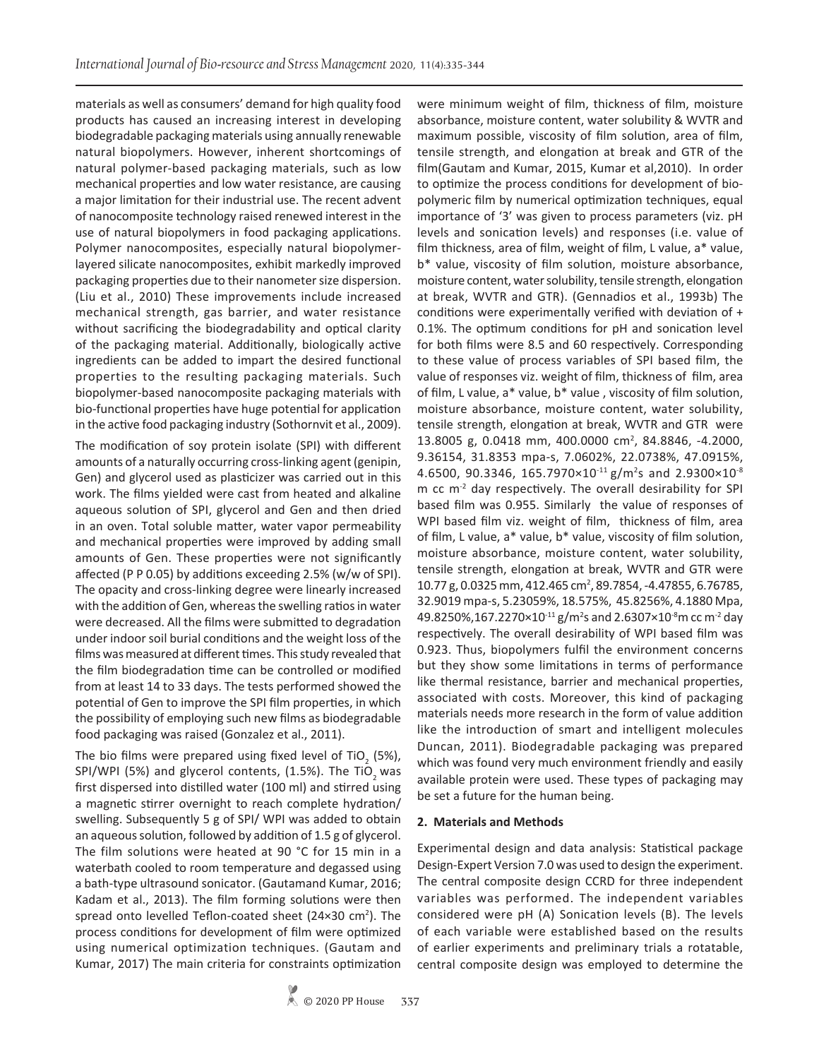materials as well as consumers' demand for high quality food products has caused an increasing interest in developing biodegradable packaging materials using annually renewable natural biopolymers. However, inherent shortcomings of natural polymer-based packaging materials, such as low mechanical properties and low water resistance, are causing a major limitation for their industrial use. The recent advent of nanocomposite technology raised renewed interest in the use of natural biopolymers in food packaging applications. Polymer nanocomposites, especially natural biopolymer-layered silicate nanocomposites, exhibit markedly improved packaging properties due to their nanometer size dispersion. (Liu et al., 2010) These improvements include increased mechanical strength, gas barrier, and water resistance without sacrificing the biodegradability and optical clarity of the packaging material. Additionally, biologically active ingredients can be added to impart the desired functional properties to the resulting packaging materials. Such biopolymer-based nanocomposite packaging materials with bio-functional properties have huge potential for application in the active food packaging industry (Sothornvit et al., 2009).

The modification of soy protein isolate (SPI) with different amounts of a naturally occurring cross-linking agent (genipin, Gen) and glycerol used as plasticizer was carried out in this work. The films yielded were cast from heated and alkaline aqueous solution of SPI, glycerol and Gen and then dried in an oven. Total soluble matter, water vapor permeability and mechanical properties were improved by adding small amounts of Gen. These properties were not significantly affected (P P 0.05) by additions exceeding 2.5% (w/w of SPI). The opacity and cross-linking degree were linearly increased with the addition of Gen, whereas the swelling ratios in water were decreased. All the films were submitted to degradation under indoor soil burial conditions and the weight loss of the films was measured at different times. This study revealed that the film biodegradation time can be controlled or modified from at least 14 to 33 days. The tests performed showed the potential of Gen to improve the SPI film properties, in which the possibility of employing such new films as biodegradable food packaging was raised (Gonzalez et al., 2011).

The bio films were prepared using fixed level of $TiO_2$ (5%), SPI/WPI (5%) and glycerol contents, (1.5%). The $TiO_2$ was first dispersed into distilled water (100 ml) and stirred using a magnetic stirrer overnight to reach complete hydration/swelling. Subsequently 5 g of SPI/ WPI was added to obtain an aqueous solution, followed by addition of 1.5 g of glycerol. The film solutions were heated at 90 °C for 15 min in a waterbath cooled to room temperature and degassed using a bath-type ultrasound sonicator. (Gautamand Kumar, 2016; Kadam et al., 2013). The film forming solutions were then spread onto levelled Teflon-coated sheet (24×30 cm$^2$). The process conditions for development of film were optimized using numerical optimization techniques. (Gautam and Kumar, 2017) The main criteria for constraints optimization were minimum weight of film, thickness of film, moisture absorbance, moisture content, water solubility & WVTR and maximum possible, viscosity of film solution, area of film, tensile strength, and elongation at break and GTR of the film(Gautam and Kumar, 2015, Kumar et al,2010). In order to optimize the process conditions for development of bio-polymeric film by numerical optimization techniques, equal importance of '3' was given to process parameters (viz. pH levels and sonication levels) and responses (i.e. value of film thickness, area of film, weight of film, L value, a* value, b* value, viscosity of film solution, moisture absorbance, moisture content, water solubility, tensile strength, elongation at break, WVTR and GTR). (Gennadios et al., 1993b) The conditions were experimentally verified with deviation of + 0.1%. The optimum conditions for pH and sonication level for both films were 8.5 and 60 respectively. Corresponding to these value of process variables of SPI based film, the value of responses viz. weight of film, thickness of film, area of film, L value, a* value, b* value , viscosity of film solution, moisture absorbance, moisture content, water solubility, tensile strength, elongation at break, WVTR and GTR were 13.8005 g, 0.0418 mm, 400.0000 cm$^2$, 84.8846, -4.2000, 9.36154, 31.8353 mpa-s, 7.0602%, 22.0738%, 47.0915%, 4.6500, 90.3346, 165.7970×10$^{-11}$ g/m$^2$s and 2.9300×10$^{-8}$ m cc m$^{-2}$ day respectively. The overall desirability for SPI based film was 0.955. Similarly the value of responses of WPI based film viz. weight of film, thickness of film, area of film, L value, a* value, b* value, viscosity of film solution, moisture absorbance, moisture content, water solubility, tensile strength, elongation at break, WVTR and GTR were 10.77 g, 0.0325 mm, 412.465 cm$^2$, 89.7854, -4.47855, 6.76785, 32.9019 mpa-s, 5.23059%, 18.575%, 45.8256%, 4.1880 Mpa, 49.8250%,167.2270×10$^{-11}$ g/m$^2$s and 2.6307×10$^{-8}$m cc m$^{-2}$ day respectively. The overall desirability of WPI based film was 0.923. Thus, biopolymers fulfil the environment concerns but they show some limitations in terms of performance like thermal resistance, barrier and mechanical properties, associated with costs. Moreover, this kind of packaging materials needs more research in the form of value addition like the introduction of smart and intelligent molecules Duncan, 2011). Biodegradable packaging was prepared which was found very much environment friendly and easily available protein were used. These types of packaging may be set a future for the human being.

## 2. Materials and Methods

Experimental design and data analysis: Statistical package Design-Expert Version 7.0 was used to design the experiment. The central composite design CCRD for three independent variables was performed. The independent variables considered were pH (A) Sonication levels (B). The levels of each variable were established based on the results of earlier experiments and preliminary trials a rotatable, central composite design was employed to determine the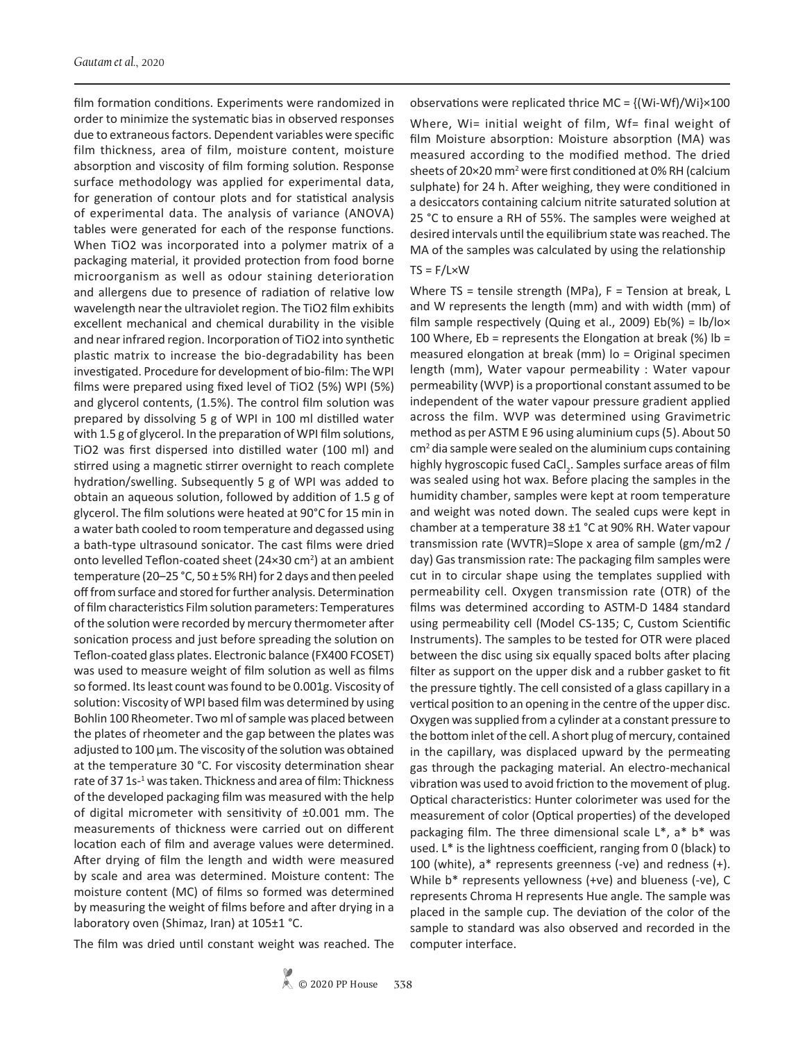film formation conditions. Experiments were randomized in order to minimize the systematic bias in observed responses due to extraneous factors. Dependent variables were specific film thickness, area of film, moisture content, moisture absorption and viscosity of film forming solution. Response surface methodology was applied for experimental data, for generation of contour plots and for statistical analysis of experimental data. The analysis of variance (ANOVA) tables were generated for each of the response functions. When TiO2 was incorporated into a polymer matrix of a packaging material, it provided protection from food borne microorganism as well as odour staining deterioration and allergens due to presence of radiation of relative low wavelength near the ultraviolet region. The TiO2 film exhibits excellent mechanical and chemical durability in the visible and near infrared region. Incorporation of TiO2 into synthetic plastic matrix to increase the bio-degradability has been investigated. Procedure for development of bio-film: The WPI films were prepared using fixed level of TiO2 (5%) WPI (5%) and glycerol contents, (1.5%). The control film solution was prepared by dissolving 5 g of WPI in 100 ml distilled water with 1.5 g of glycerol. In the preparation of WPI film solutions, TiO2 was first dispersed into distilled water (100 ml) and stirred using a magnetic stirrer overnight to reach complete hydration/swelling. Subsequently 5 g of WPI was added to obtain an aqueous solution, followed by addition of 1.5 g of glycerol. The film solutions were heated at 90°C for 15 min in a water bath cooled to room temperature and degassed using a bath-type ultrasound sonicator. The cast films were dried onto levelled Teflon-coated sheet (24×30 $cm^2$) at an ambient temperature (20–25 °C, 50 ± 5% RH) for 2 days and then peeled off from surface and stored for further analysis. Determination of film characteristics Film solution parameters: Temperatures of the solution were recorded by mercury thermometer after sonication process and just before spreading the solution on Teflon-coated glass plates. Electronic balance (FX400 FCOSET) was used to measure weight of film solution as well as films so formed. Its least count was found to be 0.001g. Viscosity of solution: Viscosity of WPI based film was determined by using Bohlin 100 Rheometer. Two ml of sample was placed between the plates of rheometer and the gap between the plates was adjusted to 100 µm. The viscosity of the solution was obtained at the temperature 30 °C. For viscosity determination shear rate of 37 $1s^{-1}$ was taken. Thickness and area of film: Thickness of the developed packaging film was measured with the help of digital micrometer with sensitivity of ±0.001 mm. The measurements of thickness were carried out on different location each of film and average values were determined. After drying of film the length and width were measured by scale and area was determined. Moisture content: The moisture content (MC) of films so formed was determined by measuring the weight of films before and after drying in a laboratory oven (Shimaz, Iran) at 105±1 °C.

The film was dried until constant weight was reached. The observations were replicated thrice MC = {(Wi-Wf)/Wi}×100

Where, Wi= initial weight of film, Wf= final weight of film Moisture absorption: Moisture absorption (MA) was measured according to the modified method. The dried sheets of 20×20 $mm^2$ were first conditioned at 0% RH (calcium sulphate) for 24 h. After weighing, they were conditioned in a desiccators containing calcium nitrite saturated solution at 25 °C to ensure a RH of 55%. The samples were weighed at desired intervals until the equilibrium state was reached. The MA of the samples was calculated by using the relationship

TS = F/L×W

Where TS = tensile strength (MPa), F = Tension at break, L and W represents the length (mm) and with width (mm) of film sample respectively (Quing et al., 2009) Eb(%) = lb/lo× 100 Where, Eb = represents the Elongation at break (%) lb = measured elongation at break (mm) lo = Original specimen length (mm), Water vapour permeability : Water vapour permeability (WVP) is a proportional constant assumed to be independent of the water vapour pressure gradient applied across the film. WVP was determined using Gravimetric method as per ASTM E 96 using aluminium cups (5). About 50 $cm^2$ dia sample were sealed on the aluminium cups containing highly hygroscopic fused $CaCl_2$. Samples surface areas of film was sealed using hot wax. Before placing the samples in the humidity chamber, samples were kept at room temperature and weight was noted down. The sealed cups were kept in chamber at a temperature 38 ±1 °C at 90% RH. Water vapour transmission rate (WVTR)=Slope x area of sample (gm/m2 / day) Gas transmission rate: The packaging film samples were cut in to circular shape using the templates supplied with permeability cell. Oxygen transmission rate (OTR) of the films was determined according to ASTM-D 1484 standard using permeability cell (Model CS-135; C, Custom Scientific Instruments). The samples to be tested for OTR were placed between the disc using six equally spaced bolts after placing filter as support on the upper disk and a rubber gasket to fit the pressure tightly. The cell consisted of a glass capillary in a vertical position to an opening in the centre of the upper disc. Oxygen was supplied from a cylinder at a constant pressure to the bottom inlet of the cell. A short plug of mercury, contained in the capillary, was displaced upward by the permeating gas through the packaging material. An electro-mechanical vibration was used to avoid friction to the movement of plug. Optical characteristics: Hunter colorimeter was used for the measurement of color (Optical properties) of the developed packaging film. The three dimensional scale L*, a* b* was used. L* is the lightness coefficient, ranging from 0 (black) to 100 (white), a* represents greenness (-ve) and redness (+). While b* represents yellowness (+ve) and blueness (-ve), C represents Chroma H represents Hue angle. The sample was placed in the sample cup. The deviation of the color of the sample to standard was also observed and recorded in the computer interface.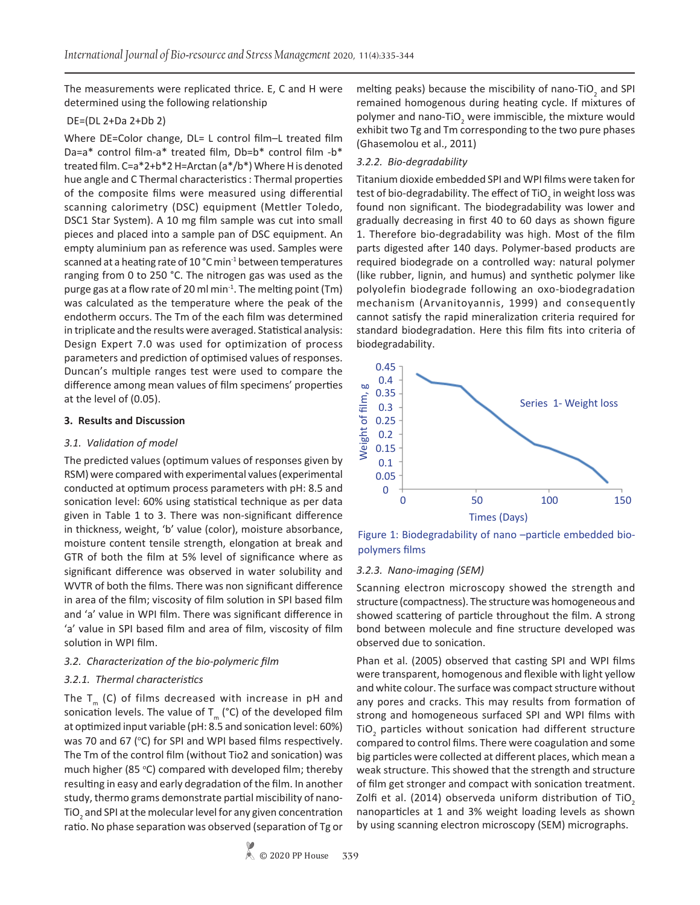The measurements were replicated thrice. E, C and H were determined using the following relationship

DE=(DL 2+Da 2+Db 2)

Where DE=Color change, DL= L control film–L treated film Da=a* control film-a* treated film, Db=b* control film -b* treated film. C=a*2+b*2 H=Arctan (a*/b*) Where H is denoted hue angle and C Thermal characteristics : Thermal properties of the composite films were measured using differential scanning calorimetry (DSC) equipment (Mettler Toledo, DSC1 Star System). A 10 mg film sample was cut into small pieces and placed into a sample pan of DSC equipment. An empty aluminium pan as reference was used. Samples were scanned at a heating rate of 10 °C $min^{-1}$ between temperatures ranging from 0 to 250 °C. The nitrogen gas was used as the purge gas at a flow rate of 20 ml $min^{-1}$. The melting point (Tm) was calculated as the temperature where the peak of the endotherm occurs. The Tm of the each film was determined in triplicate and the results were averaged. Statistical analysis: Design Expert 7.0 was used for optimization of process parameters and prediction of optimised values of responses. Duncan's multiple ranges test were used to compare the difference among mean values of film specimens' properties at the level of (0.05).

## 3. Results and Discussion

### 3.1. Validation of model

The predicted values (optimum values of responses given by RSM) were compared with experimental values (experimental conducted at optimum process parameters with pH: 8.5 and sonication level: 60% using statistical technique as per data given in Table 1 to 3. There was non-significant difference in thickness, weight, 'b' value (color), moisture absorbance, moisture content tensile strength, elongation at break and GTR of both the film at 5% level of significance where as significant difference was observed in water solubility and WVTR of both the films. There was non significant difference in area of the film; viscosity of film solution in SPI based film and 'a' value in WPI film. There was significant difference in 'a' value in SPI based film and area of film, viscosity of film solution in WPI film.

### 3.2. Characterization of the bio-polymeric film

#### 3.2.1. Thermal characteristics

The $T_m$ (C) of films decreased with increase in pH and sonication levels. The value of $T_m$ (°C) of the developed film at optimized input variable (pH: 8.5 and sonication level: 60%) was 70 and 67 (°C) for SPI and WPI based films respectively. The Tm of the control film (without Tio2 and sonication) was much higher (85 °C) compared with developed film; thereby resulting in easy and early degradation of the film. In another study, thermo grams demonstrate partial miscibility of nano-$TiO_2$ and SPI at the molecular level for any given concentration ratio. No phase separation was observed (separation of Tg or melting peaks) because the miscibility of nano-$TiO_2$ and SPI remained homogenous during heating cycle. If mixtures of polymer and nano-$TiO_2$ were immiscible, the mixture would exhibit two Tg and Tm corresponding to the two pure phases (Ghasemolou et al., 2011)

#### 3.2.2. Bio-degradability

Titanium dioxide embedded SPI and WPI films were taken for test of bio-degradability. The effect of $TiO_2$ in weight loss was found non significant. The biodegradability was lower and gradually decreasing in first 40 to 60 days as shown figure 1. Therefore bio-degradability was high. Most of the film parts digested after 140 days. Polymer-based products are required biodegrade on a controlled way: natural polymer (like rubber, lignin, and humus) and synthetic polymer like polyolefin biodegrade following an oxo-biodegradation mechanism (Arvanitoyannis, 1999) and consequently cannot satisfy the rapid mineralization criteria required for standard biodegradation. Here this film fits into criteria of biodegradability.

Figure 1: Biodegradability of nano –particle embedded bio-polymers films

#### 3.2.3. Nano-imaging (SEM)

Scanning electron microscopy showed the strength and structure (compactness). The structure was homogeneous and showed scattering of particle throughout the film. A strong bond between molecule and fine structure developed was observed due to sonication.

Phan et al. (2005) observed that casting SPI and WPI films were transparent, homogenous and flexible with light yellow and white colour. The surface was compact structure without any pores and cracks. This may results from formation of strong and homogeneous surfaced SPI and WPI films with $TiO_2$ particles without sonication had different structure compared to control films. There were coagulation and some big particles were collected at different places, which mean a weak structure. This showed that the strength and structure of film get stronger and compact with sonication treatment. Zolfi et al. (2014) observeda uniform distribution of $TiO_2$ nanoparticles at 1 and 3% weight loading levels as shown by using scanning electron microscopy (SEM) micrographs.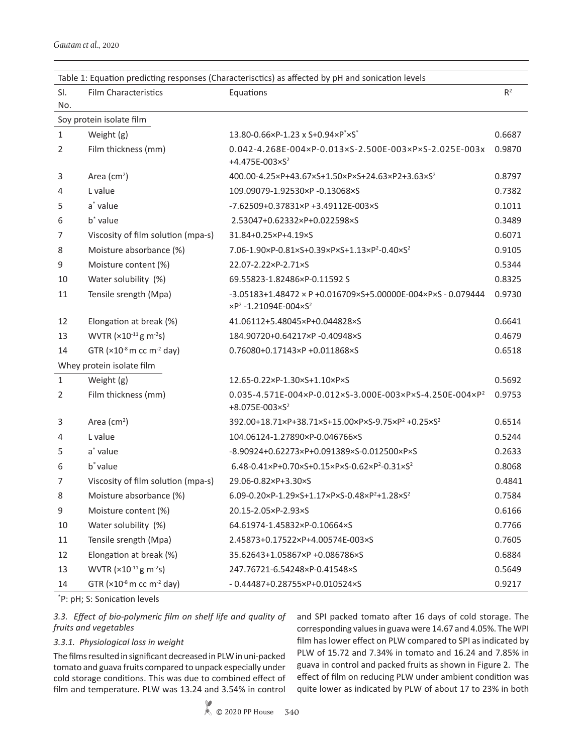Table 1: Equation predicting responses (Characterisctics) as affected by pH and sonication levels

| Sl. No. | Film Characteristics | Equations | $R^2$ |
|---|---|---|---|
| Soy protein isolate film | | | |
| 1 | Weight (g) | $13.80-0.66\times P-1.23\times S+0.94\times P^{*}\times S^{*}$ | 0.6687 |
| 2 | Film thickness (mm) | $0.042-4.268E-004\times P-0.013\times S-2.500E-003\times P\times S-2.025E-003\times +4.475E-003\times S^2$ | 0.9870 |
| 3 | Area ($cm^2$) | $400.00-4.25\times P+43.67\times S+1.50\times P\times S+24.63\times P2+3.63\times S^2$ | 0.8797 |
| 4 | L value | $109.09079-1.92530\times P-0.13068\times S$ | 0.7382 |
| 5 | $a^*$ value | $-7.62509+0.37831\times P+3.49112E-003\times S$ | 0.1011 |
| 6 | $b^*$ value | $2.53047+0.62332\times P+0.022598\times S$ | 0.3489 |
| 7 | Viscosity of film solution (mpa-s) | $31.84+0.25\times P+4.19\times S$ | 0.6071 |
| 8 | Moisture absorbance (%) | $7.06-1.90\times P-0.81\times S+0.39\times P\times S+1.13\times P^2-0.40\times S^2$ | 0.9105 |
| 9 | Moisture content (%) | $22.07-2.22\times P-2.71\times S$ | 0.5344 |
| 10 | Water solubility (%) | $69.55823-1.82486\times P-0.11592\ S$ | 0.8325 |
| 11 | Tensile srength (Mpa) | $-3.05183+1.48472\times P+0.016709\times S+5.00000E-004\times P\times S-0.079444\times P^2-1.21094E-004\times S^2$ | 0.9730 |
| 12 | Elongation at break (%) | $41.06112+5.48045\times P+0.044828\times S$ | 0.6641 |
| 13 | WVTR ($\times 10^{-11}$ g $m^{-2}s$) | $184.90720+0.64217\times P-0.40948\times S$ | 0.4679 |
| 14 | GTR ($\times 10^{-8}$ m cc $m^{-2}$ day) | $0.76080+0.17143\times P+0.011868\times S$ | 0.6518 |
| Whey protein isolate film | | | |
| 1 | Weight (g) | $12.65-0.22\times P-1.30\times S+1.10\times P\times S$ | 0.5692 |
| 2 | Film thickness (mm) | $0.035-4.571E-004\times P-0.012\times S-3.000E-003\times P\times S-4.250E-004\times P^2+8.075E-003\times S^2$ | 0.9753 |
| 3 | Area ($cm^2$) | $392.00+18.71\times P+38.71\times S+15.00\times P\times S-9.75\times P^2+0.25\times S^2$ | 0.6514 |
| 4 | L value | $104.06124-1.27890\times P-0.046766\times S$ | 0.5244 |
| 5 | $a^*$ value | $-8.90924+0.62273\times P+0.091389\times S-0.012500\times P\times S$ | 0.2633 |
| 6 | $b^*$ value | $6.48-0.41\times P+0.70\times S+0.15\times P\times S-0.62\times P^2-0.31\times S^2$ | 0.8068 |
| 7 | Viscosity of film solution (mpa-s) | $29.06-0.82\times P+3.30\times S$ | 0.4841 |
| 8 | Moisture absorbance (%) | $6.09-0.20\times P-1.29\times S+1.17\times P\times S-0.48\times P^2+1.28\times S^2$ | 0.7584 |
| 9 | Moisture content (%) | $20.15-2.05\times P-2.93\times S$ | 0.6166 |
| 10 | Water solubility (%) | $64.61974-1.45832\times P-0.10664\times S$ | 0.7766 |
| 11 | Tensile srength (Mpa) | $2.45873+0.17522\times P+4.00574E-003\times S$ | 0.7605 |
| 12 | Elongation at break (%) | $35.62643+1.05867\times P+0.086786\times S$ | 0.6884 |
| 13 | WVTR ($\times 10^{-11}$ g $m^{-2}s$) | $247.76721-6.54248\times P-0.41548\times S$ | 0.5649 |
| 14 | GTR ($\times 10^{-8}$ m cc $m^{-2}$ day) | $-0.44487+0.28755\times P+0.010524\times S$ | 0.9217 |

*P: pH; S: Sonication levels

### *3.3. Effect of bio-polymeric film on shelf life and quality of fruits and vegetables*

#### *3.3.1. Physiological loss in weight*

The films resulted in significant decreased in PLW in uni-packed tomato and guava fruits compared to unpack especially under cold storage conditions. This was due to combined effect of film and temperature. PLW was 13.24 and 3.54% in control and SPI packed tomato after 16 days of cold storage. The corresponding values in guava were 14.67 and 4.05%. The WPI film has lower effect on PLW compared to SPI as indicated by PLW of 15.72 and 7.34% in tomato and 16.24 and 7.85% in guava in control and packed fruits as shown in Figure 2. The effect of film on reducing PLW under ambient condition was quite lower as indicated by PLW of about 17 to 23% in both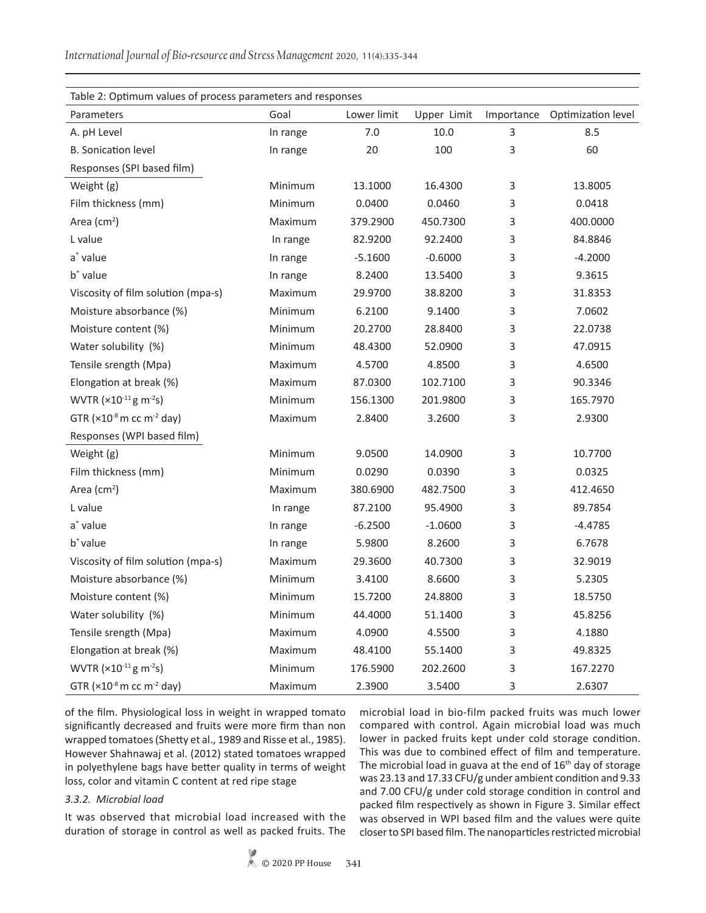Table 2: Optimum values of process parameters and responses

| Parameters | Goal | Lower limit | Upper Limit | Importance | Optimization level |
|---|---|---|---|---|---|
| A. pH Level | In range | 7.0 | 10.0 | 3 | 8.5 |
| B. Sonication level | In range | 20 | 100 | 3 | 60 |
| Responses (SPI based film) | | | | | |
| Weight (g) | Minimum | 13.1000 | 16.4300 | 3 | 13.8005 |
| Film thickness (mm) | Minimum | 0.0400 | 0.0460 | 3 | 0.0418 |
| Area (cm$^2$) | Maximum | 379.2900 | 450.7300 | 3 | 400.0000 |
| L value | In range | 82.9200 | 92.2400 | 3 | 84.8846 |
| a$^*$ value | In range | -5.1600 | -0.6000 | 3 | -4.2000 |
| b$^*$ value | In range | 8.2400 | 13.5400 | 3 | 9.3615 |
| Viscosity of film solution (mpa-s) | Maximum | 29.9700 | 38.8200 | 3 | 31.8353 |
| Moisture absorbance (%) | Minimum | 6.2100 | 9.1400 | 3 | 7.0602 |
| Moisture content (%) | Minimum | 20.2700 | 28.8400 | 3 | 22.0738 |
| Water solubility (%) | Minimum | 48.4300 | 52.0900 | 3 | 47.0915 |
| Tensile srength (Mpa) | Maximum | 4.5700 | 4.8500 | 3 | 4.6500 |
| Elongation at break (%) | Maximum | 87.0300 | 102.7100 | 3 | 90.3346 |
| WVTR ($\times10^{-11}$ g m$^{-2}$s) | Minimum | 156.1300 | 201.9800 | 3 | 165.7970 |
| GTR ($\times10^{-8}$ m cc m$^{-2}$ day) | Maximum | 2.8400 | 3.2600 | 3 | 2.9300 |
| Responses (WPI based film) | | | | | |
| Weight (g) | Minimum | 9.0500 | 14.0900 | 3 | 10.7700 |
| Film thickness (mm) | Minimum | 0.0290 | 0.0390 | 3 | 0.0325 |
| Area (cm$^2$) | Maximum | 380.6900 | 482.7500 | 3 | 412.4650 |
| L value | In range | 87.2100 | 95.4900 | 3 | 89.7854 |
| a$^*$ value | In range | -6.2500 | -1.0600 | 3 | -4.4785 |
| b$^*$ value | In range | 5.9800 | 8.2600 | 3 | 6.7678 |
| Viscosity of film solution (mpa-s) | Maximum | 29.3600 | 40.7300 | 3 | 32.9019 |
| Moisture absorbance (%) | Minimum | 3.4100 | 8.6600 | 3 | 5.2305 |
| Moisture content (%) | Minimum | 15.7200 | 24.8800 | 3 | 18.5750 |
| Water solubility (%) | Minimum | 44.4000 | 51.1400 | 3 | 45.8256 |
| Tensile srength (Mpa) | Maximum | 4.0900 | 4.5500 | 3 | 4.1880 |
| Elongation at break (%) | Maximum | 48.4100 | 55.1400 | 3 | 49.8325 |
| WVTR ($\times10^{-11}$ g m$^{-2}$s) | Minimum | 176.5900 | 202.2600 | 3 | 167.2270 |
| GTR ($\times10^{-8}$ m cc m$^{-2}$ day) | Maximum | 2.3900 | 3.5400 | 3 | 2.6307 |

of the film. Physiological loss in weight in wrapped tomato significantly decreased and fruits were more firm than non wrapped tomatoes (Shetty et al., 1989 and Risse et al., 1985). However Shahnawaj et al. (2012) stated tomatoes wrapped in polyethylene bags have better quality in terms of weight loss, color and vitamin C content at red ripe stage

### *3.3.2. Microbial load*

It was observed that microbial load increased with the duration of storage in control as well as packed fruits. The microbial load in bio-film packed fruits was much lower compared with control. Again microbial load was much lower in packed fruits kept under cold storage condition. This was due to combined effect of film and temperature. The microbial load in guava at the end of 16$^{th}$ day of storage was 23.13 and 17.33 CFU/g under ambient condition and 9.33 and 7.00 CFU/g under cold storage condition in control and packed film respectively as shown in Figure 3. Similar effect was observed in WPI based film and the values were quite closer to SPI based film. The nanoparticles restricted microbial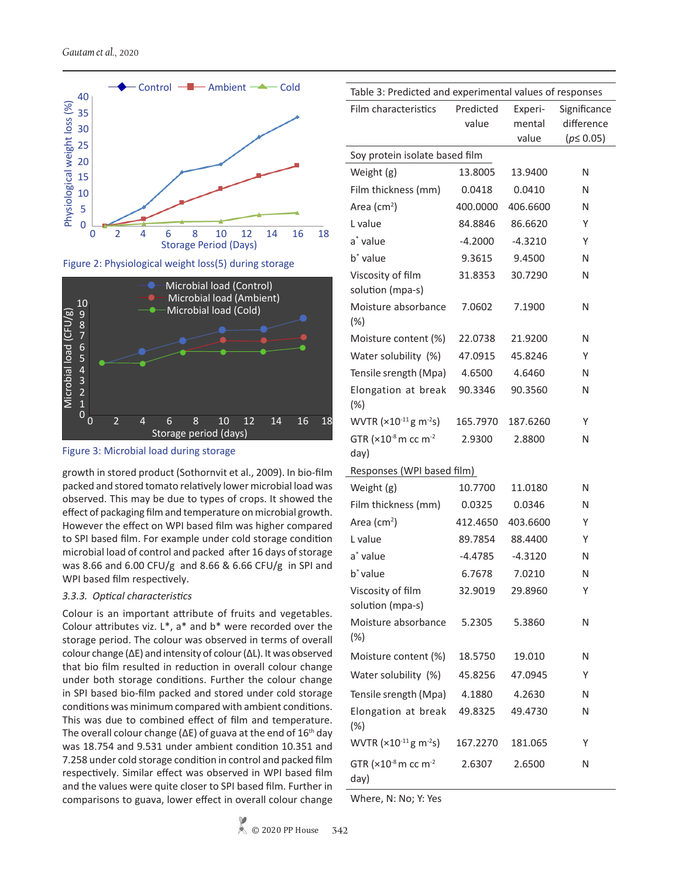Figure 2: Physiological weight loss(5) during storage

Figure 3: Microbial load during storage

growth in stored product (Sothornvit et al., 2009). In bio-film packed and stored tomato relatively lower microbial load was observed. This may be due to types of crops. It showed the effect of packaging film and temperature on microbial growth. However the effect on WPI based film was higher compared to SPI based film. For example under cold storage condition microbial load of control and packed after 16 days of storage was 8.66 and 6.00 CFU/g and 8.66 & 6.66 CFU/g in SPI and WPI based film respectively.

### 3.3.3. *Optical characteristics*

Colour is an important attribute of fruits and vegetables. Colour attributes viz. L*, a* and b* were recorded over the storage period. The colour was observed in terms of overall colour change (ΔE) and intensity of colour (ΔL). It was observed that bio film resulted in reduction in overall colour change under both storage conditions. Further the colour change in SPI based bio-film packed and stored under cold storage conditions was minimum compared with ambient conditions. This was due to combined effect of film and temperature. The overall colour change (ΔE) of guava at the end of 16$^{th}$ day was 18.754 and 9.531 under ambient condition 10.351 and 7.258 under cold storage condition in control and packed film respectively. Similar effect was observed in WPI based film and the values were quite closer to SPI based film. Further in comparisons to guava, lower effect in overall colour change

Table 3: Predicted and experimental values of responses

| Film characteristics | Predicted value | Experi-mental value | Significance difference ($p \leq 0.05$) |
|---|---|---|---|
| Soy protein isolate based film | | | |
| Weight (g) | 13.8005 | 13.9400 | N |
| Film thickness (mm) | 0.0418 | 0.0410 | N |
| Area (cm$^2$) | 400.0000 | 406.6600 | N |
| L value | 84.8846 | 86.6620 | Y |
| a$^*$ value | -4.2000 | -4.3210 | Y |
| b$^*$ value | 9.3615 | 9.4500 | N |
| Viscosity of film solution (mpa-s) | 31.8353 | 30.7290 | N |
| Moisture absorbance (%) | 7.0602 | 7.1900 | N |
| Moisture content (%) | 22.0738 | 21.9200 | N |
| Water solubility (%) | 47.0915 | 45.8246 | Y |
| Tensile srength (Mpa) | 4.6500 | 4.6460 | N |
| Elongation at break (%) | 90.3346 | 90.3560 | N |
| WVTR ($\times10^{-11}$ g m$^{-2}$s) | 165.7970 | 187.6260 | Y |
| GTR ($\times10^{-8}$ m cc m$^{-2}$ day) | 2.9300 | 2.8800 | N |
| Responses (WPI based film) | | | |
| Weight (g) | 10.7700 | 11.0180 | N |
| Film thickness (mm) | 0.0325 | 0.0346 | N |
| Area (cm$^2$) | 412.4650 | 403.6600 | Y |
| L value | 89.7854 | 88.4400 | Y |
| a$^*$ value | -4.4785 | -4.3120 | N |
| b$^*$ value | 6.7678 | 7.0210 | N |
| Viscosity of film solution (mpa-s) | 32.9019 | 29.8960 | Y |
| Moisture absorbance (%) | 5.2305 | 5.3860 | N |
| Moisture content (%) | 18.5750 | 19.010 | N |
| Water solubility (%) | 45.8256 | 47.0945 | Y |
| Tensile srength (Mpa) | 4.1880 | 4.2630 | N |
| Elongation at break (%) | 49.8325 | 49.4730 | N |
| WVTR ($\times10^{-11}$ g m$^{-2}$s) | 167.2270 | 181.065 | Y |
| GTR ($\times10^{-8}$ m cc m$^{-2}$ day) | 2.6307 | 2.6500 | N |

Where, N: No; Y: Yes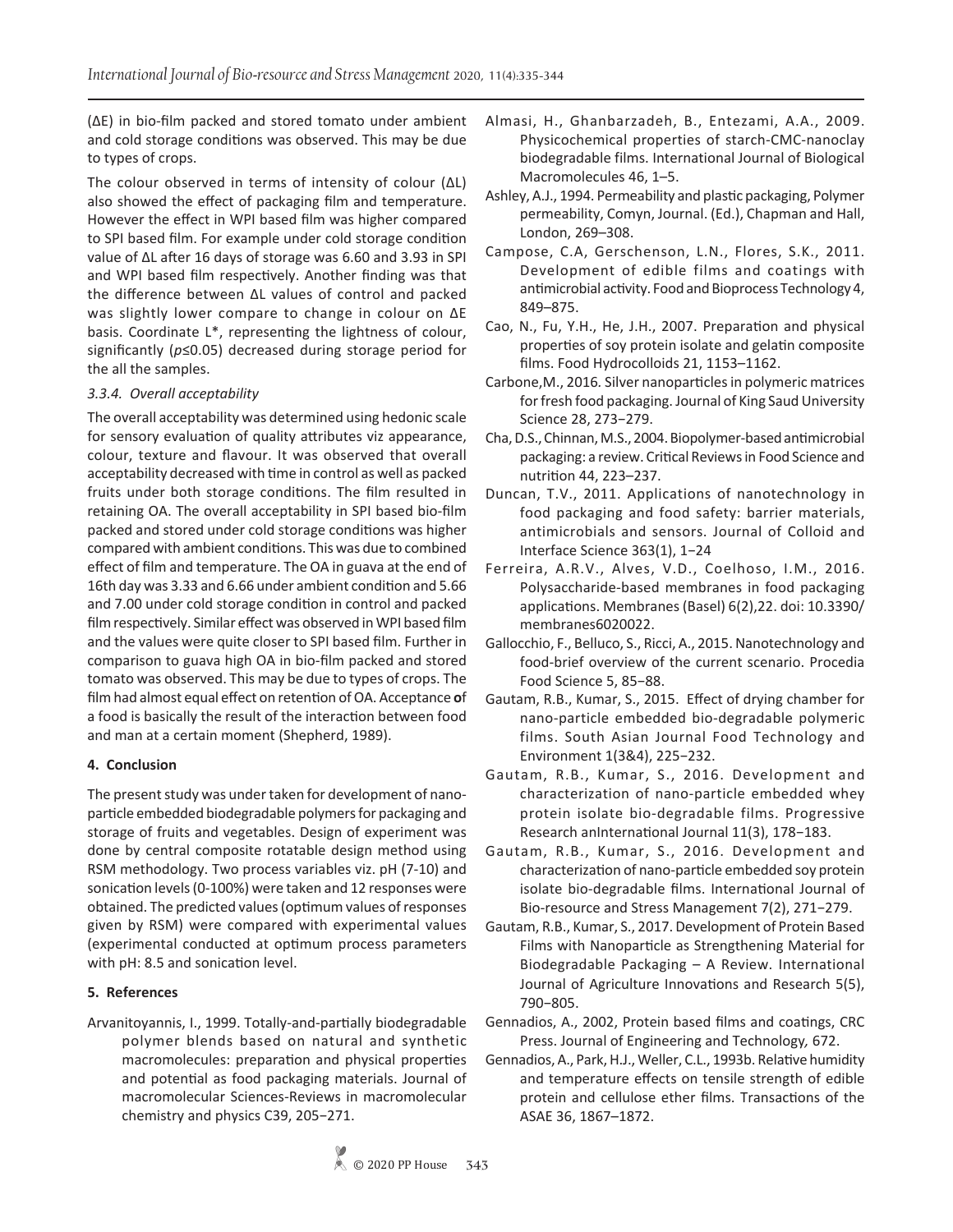(ΔE) in bio-film packed and stored tomato under ambient and cold storage conditions was observed. This may be due to types of crops.

The colour observed in terms of intensity of colour (ΔL) also showed the effect of packaging film and temperature. However the effect in WPI based film was higher compared to SPI based film. For example under cold storage condition value of ΔL after 16 days of storage was 6.60 and 3.93 in SPI and WPI based film respectively. Another finding was that the difference between ΔL values of control and packed was slightly lower compare to change in colour on ΔE basis. Coordinate L*, representing the lightness of colour, significantly ($p \leq 0.05$) decreased during storage period for the all the samples.

### *3.3.4. Overall acceptability*

The overall acceptability was determined using hedonic scale for sensory evaluation of quality attributes viz appearance, colour, texture and flavour. It was observed that overall acceptability decreased with time in control as well as packed fruits under both storage conditions. The film resulted in retaining OA. The overall acceptability in SPI based bio-film packed and stored under cold storage conditions was higher compared with ambient conditions. This was due to combined effect of film and temperature. The OA in guava at the end of 16th day was 3.33 and 6.66 under ambient condition and 5.66 and 7.00 under cold storage condition in control and packed film respectively. Similar effect was observed in WPI based film and the values were quite closer to SPI based film. Further in comparison to guava high OA in bio-film packed and stored tomato was observed. This may be due to types of crops. The film had almost equal effect on retention of OA. Acceptance **o**f a food is basically the result of the interaction between food and man at a certain moment (Shepherd, 1989).

## **4. Conclusion**

The present study was under taken for development of nano-particle embedded biodegradable polymers for packaging and storage of fruits and vegetables. Design of experiment was done by central composite rotatable design method using RSM methodology. Two process variables viz. pH (7-10) and sonication levels (0-100%) were taken and 12 responses were obtained. The predicted values (optimum values of responses given by RSM) were compared with experimental values (experimental conducted at optimum process parameters with pH: 8.5 and sonication level.

## **5. References**

Arvanitoyannis, I., 1999. Totally-and-partially biodegradable polymer blends based on natural and synthetic macromolecules: preparation and physical properties and potential as food packaging materials. Journal of macromolecular Sciences-Reviews in macromolecular chemistry and physics C39, 205−271.

Almasi, H., Ghanbarzadeh, B., Entezami, A.A., 2009. Physicochemical properties of starch-CMC-nanoclay biodegradable films. International Journal of Biological Macromolecules 46, 1–5.

Ashley, A.J., 1994. Permeability and plastic packaging, Polymer permeability, Comyn, Journal. (Ed.), Chapman and Hall, London, 269–308.

Campose, C.A, Gerschenson, L.N., Flores, S.K., 2011. Development of edible films and coatings with antimicrobial activity. Food and Bioprocess Technology 4, 849–875.

Cao, N., Fu, Y.H., He, J.H., 2007. Preparation and physical properties of soy protein isolate and gelatin composite films. Food Hydrocolloids 21, 1153–1162.

Carbone,M., 2016. Silver nanoparticles in polymeric matrices for fresh food packaging. Journal of King Saud University Science 28, 273−279.

Cha, D.S., Chinnan, M.S., 2004. Biopolymer-based antimicrobial packaging: a review. Critical Reviews in Food Science and nutrition 44, 223−237.

Duncan, T.V., 2011. Applications of nanotechnology in food packaging and food safety: barrier materials, antimicrobials and sensors. Journal of Colloid and Interface Science 363(1), 1−24

Ferreira, A.R.V., Alves, V.D., Coelhoso, I.M., 2016. Polysaccharide-based membranes in food packaging applications. Membranes (Basel) 6(2),22. doi: 10.3390/membranes6020022.

Gallocchio, F., Belluco, S., Ricci, A., 2015. Nanotechnology and food-brief overview of the current scenario. Procedia Food Science 5, 85−88.

Gautam, R.B., Kumar, S., 2015. Effect of drying chamber for nano-particle embedded bio-degradable polymeric films. South Asian Journal Food Technology and Environment 1(3&4), 225−232.

Gautam, R.B., Kumar, S., 2016. Development and characterization of nano-particle embedded whey protein isolate bio-degradable films. Progressive Research anInternational Journal 11(3), 178−183.

Gautam, R.B., Kumar, S., 2016. Development and characterization of nano-particle embedded soy protein isolate bio-degradable films. International Journal of Bio-resource and Stress Management 7(2), 271−279.

Gautam, R.B., Kumar, S., 2017. Development of Protein Based Films with Nanoparticle as Strengthening Material for Biodegradable Packaging – A Review. International Journal of Agriculture Innovations and Research 5(5), 790−805.

Gennadios, A., 2002, Protein based films and coatings, CRC Press. Journal of Engineering and Technology, 672.

Gennadios, A., Park, H.J., Weller, C.L., 1993b. Relative humidity and temperature effects on tensile strength of edible protein and cellulose ether films. Transactions of the ASAE 36, 1867–1872.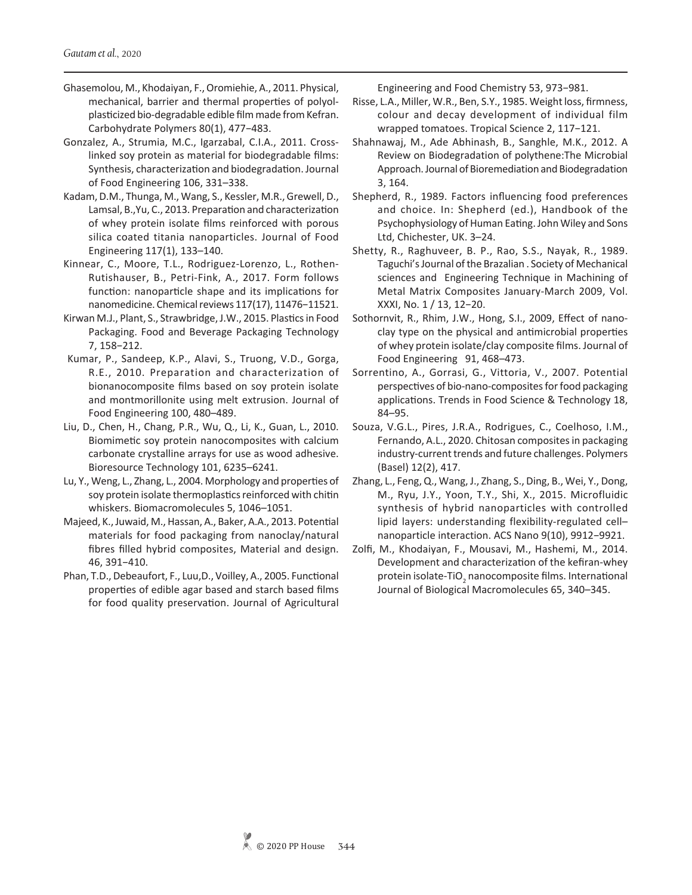Ghasemolou, M., Khodaiyan, F., Oromiehie, A., 2011. Physical, mechanical, barrier and thermal properties of polyol-plasticized bio-degradable edible film made from Kefran. Carbohydrate Polymers 80(1), 477−483.

Gonzalez, A., Strumia, M.C., Igarzabal, C.I.A., 2011. Cross-linked soy protein as material for biodegradable films: Synthesis, characterization and biodegradation. Journal of Food Engineering 106, 331–338.

Kadam, D.M., Thunga, M., Wang, S., Kessler, M.R., Grewell, D., Lamsal, B.,Yu, C., 2013. Preparation and characterization of whey protein isolate films reinforced with porous silica coated titania nanoparticles. Journal of Food Engineering 117(1), 133–140.

Kinnear, C., Moore, T.L., Rodriguez-Lorenzo, L., Rothen-Rutishauser, B., Petri-Fink, A., 2017. Form follows function: nanoparticle shape and its implications for nanomedicine. Chemical reviews 117(17), 11476−11521.

Kirwan M.J., Plant, S., Strawbridge, J.W., 2015. Plastics in Food Packaging. Food and Beverage Packaging Technology 7, 158−212.

Kumar, P., Sandeep, K.P., Alavi, S., Truong, V.D., Gorga, R.E., 2010. Preparation and characterization of bionanocomposite films based on soy protein isolate and montmorillonite using melt extrusion. Journal of Food Engineering 100, 480–489.

Liu, D., Chen, H., Chang, P.R., Wu, Q., Li, K., Guan, L., 2010. Biomimetic soy protein nanocomposites with calcium carbonate crystalline arrays for use as wood adhesive. Bioresource Technology 101, 6235–6241.

Lu, Y., Weng, L., Zhang, L., 2004. Morphology and properties of soy protein isolate thermoplastics reinforced with chitin whiskers. Biomacromolecules 5, 1046–1051.

Majeed, K., Juwaid, M., Hassan, A., Baker, A.A., 2013. Potential materials for food packaging from nanoclay/natural fibres filled hybrid composites, Material and design. 46, 391−410.

Phan, T.D., Debeaufort, F., Luu,D., Voilley, A., 2005. Functional properties of edible agar based and starch based films for food quality preservation. Journal of Agricultural Engineering and Food Chemistry 53, 973−981.

Risse, L.A., Miller, W.R., Ben, S.Y., 1985. Weight loss, firmness, colour and decay development of individual film wrapped tomatoes. Tropical Science 2, 117−121.

Shahnawaj, M., Ade Abhinash, B., Sanghle, M.K., 2012. A Review on Biodegradation of polythene:The Microbial Approach. Journal of Bioremediation and Biodegradation 3, 164.

Shepherd, R., 1989. Factors influencing food preferences and choice. In: Shepherd (ed.), Handbook of the Psychophysiology of Human Eating. John Wiley and Sons Ltd, Chichester, UK. 3–24.

Shetty, R., Raghuveer, B. P., Rao, S.S., Nayak, R., 1989. Taguchi's Journal of the Brazalian . Society of Mechanical sciences and Engineering Technique in Machining of Metal Matrix Composites January-March 2009, Vol. XXXI, No. 1 / 13, 12−20.

Sothornvit, R., Rhim, J.W., Hong, S.I., 2009, Effect of nano-clay type on the physical and antimicrobial properties of whey protein isolate/clay composite films. Journal of Food Engineering 91, 468–473.

Sorrentino, A., Gorrasi, G., Vittoria, V., 2007. Potential perspectives of bio-nano-composites for food packaging applications. Trends in Food Science & Technology 18, 84–95.

Souza, V.G.L., Pires, J.R.A., Rodrigues, C., Coelhoso, I.M., Fernando, A.L., 2020. Chitosan composites in packaging industry-current trends and future challenges. Polymers (Basel) 12(2), 417.

Zhang, L., Feng, Q., Wang, J., Zhang, S., Ding, B., Wei, Y., Dong, M., Ryu, J.Y., Yoon, T.Y., Shi, X., 2015. Microfluidic synthesis of hybrid nanoparticles with controlled lipid layers: understanding flexibility-regulated cell–nanoparticle interaction. ACS Nano 9(10), 9912−9921.

Zolfi, M., Khodaiyan, F., Mousavi, M., Hashemi, M., 2014. Development and characterization of the kefiran-whey protein isolate-$TiO_2$ nanocomposite films. International Journal of Biological Macromolecules 65, 340–345.